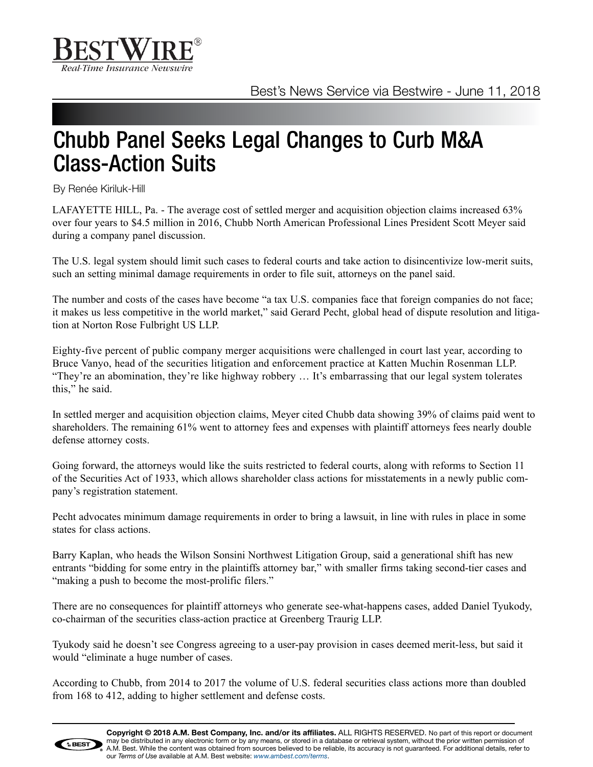Best's News Service via Bestwire - June 11, 2018

# Chubb Panel Seeks Legal Changes to Curb M&A Class-Action Suits

By Renée Kiriluk-Hill

LAFAYETTE HILL, Pa. - The average cost of settled merger and acquisition objection claims increased 63% over four years to $4.5 million in 2016, Chubb North American Professional Lines President Scott Meyer said during a company panel discussion.

The U.S. legal system should limit such cases to federal courts and take action to disincentivize low-merit suits, such an setting minimal damage requirements in order to file suit, attorneys on the panel said.

The number and costs of the cases have become "a tax U.S. companies face that foreign companies do not face; it makes us less competitive in the world market," said Gerard Pecht, global head of dispute resolution and litigation at Norton Rose Fulbright US LLP.

Eighty-five percent of public company merger acquisitions were challenged in court last year, according to Bruce Vanyo, head of the securities litigation and enforcement practice at Katten Muchin Rosenman LLP. "They're an abomination, they're like highway robbery … It's embarrassing that our legal system tolerates this," he said.

In settled merger and acquisition objection claims, Meyer cited Chubb data showing 39% of claims paid went to shareholders. The remaining 61% went to attorney fees and expenses with plaintiff attorneys fees nearly double defense attorney costs.

Going forward, the attorneys would like the suits restricted to federal courts, along with reforms to Section 11 of the Securities Act of 1933, which allows shareholder class actions for misstatements in a newly public company's registration statement.

Pecht advocates minimum damage requirements in order to bring a lawsuit, in line with rules in place in some states for class actions.

Barry Kaplan, who heads the Wilson Sonsini Northwest Litigation Group, said a generational shift has new entrants "bidding for some entry in the plaintiffs attorney bar," with smaller firms taking second-tier cases and "making a push to become the most-prolific filers."

There are no consequences for plaintiff attorneys who generate see-what-happens cases, added Daniel Tyukody, co-chairman of the securities class-action practice at Greenberg Traurig LLP.

Tyukody said he doesn't see Congress agreeing to a user-pay provision in cases deemed merit-less, but said it would "eliminate a huge number of cases.

According to Chubb, from 2014 to 2017 the volume of U.S. federal securities class actions more than doubled from 168 to 412, adding to higher settlement and defense costs.

**Copyright © 2018 A.M. Best Company, Inc. and/or its affiliates.** ALL RIGHTS RESERVED. No part of this report or document may be distributed in any electronic form or by any means, or stored in a database or retrieval system, without the prior written permission of A.M. Best. While the content was obtained from sources believed to be reliable, its accuracy is not guaranteed. For additional details, refer to our *Terms of Use* available at A.M. Best website: *www.ambest.com/terms*.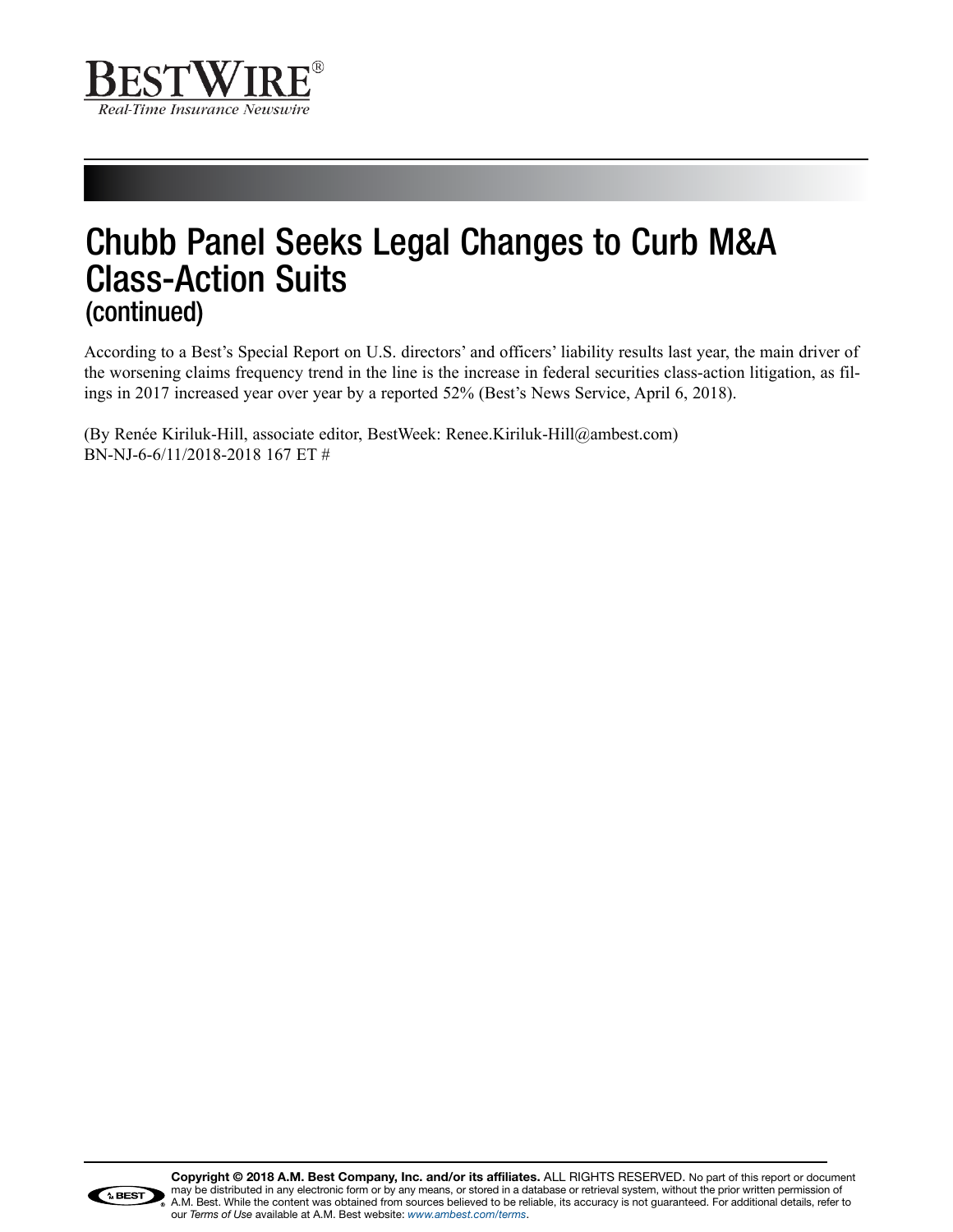# Chubb Panel Seeks Legal Changes to Curb M&A Class-Action Suits
## (continued)

According to a Best's Special Report on U.S. directors' and officers' liability results last year, the main driver of the worsening claims frequency trend in the line is the increase in federal securities class-action litigation, as filings in 2017 increased year over year by a reported 52% (Best's News Service, April 6, 2018).

(By Renée Kiriluk-Hill, associate editor, BestWeek: Renee.Kiriluk-Hill@ambest.com)
BN-NJ-6-6/11/2018-2018 167 ET #

**Copyright © 2018 A.M. Best Company, Inc. and/or its affiliates.** ALL RIGHTS RESERVED. No part of this report or document may be distributed in any electronic form or by any means, or stored in a database or retrieval system, without the prior written permission of A.M. Best. While the content was obtained from sources believed to be reliable, its accuracy is not guaranteed. For additional details, refer to our *Terms of Use* available at A.M. Best website: *www.ambest.com/terms*.